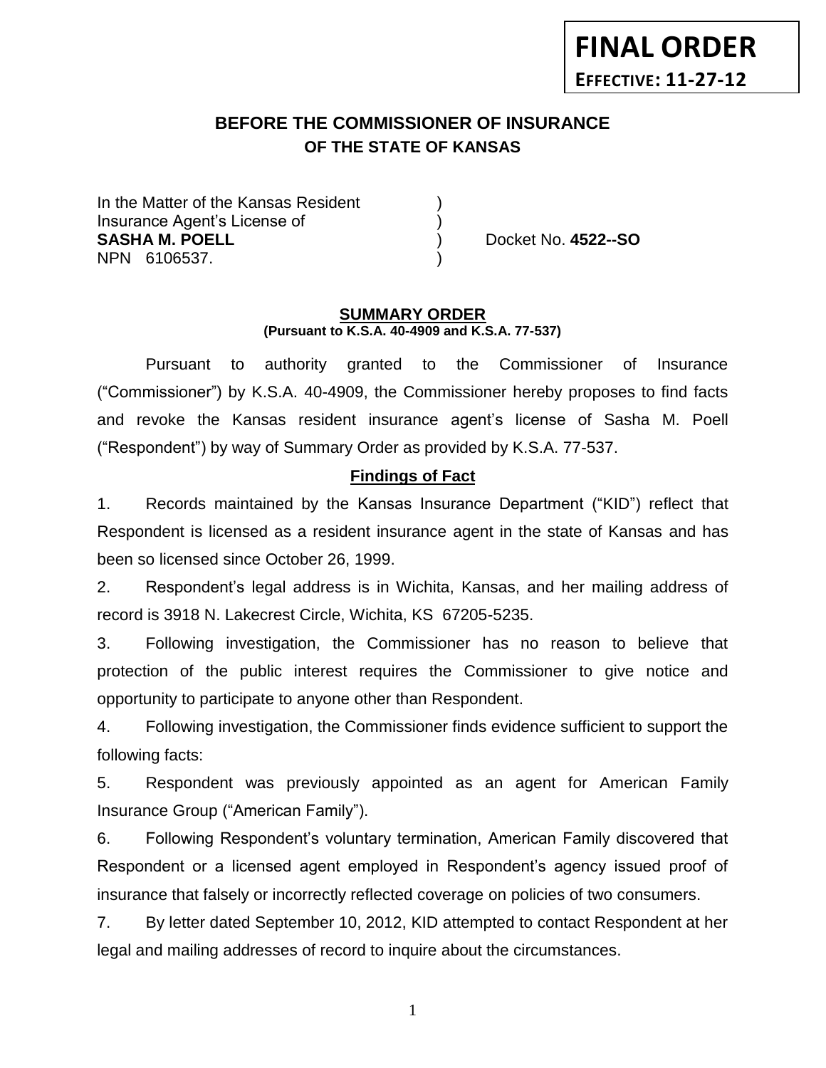**FINAL ORDER**
**EFFECTIVE: 11-27-12**

# BEFORE THE COMMISSIONER OF INSURANCE
## OF THE STATE OF KANSAS

In the Matter of the Kansas Resident )
Insurance Agent's License of )
**SASHA M. POELL** ) Docket No. **4522--SO**
NPN 6106537. )

**SUMMARY ORDER**
**(Pursuant to K.S.A. 40-4909 and K.S.A. 77-537)**

Pursuant to authority granted to the Commissioner of Insurance ("Commissioner") by K.S.A. 40-4909, the Commissioner hereby proposes to find facts and revoke the Kansas resident insurance agent's license of Sasha M. Poell ("Respondent") by way of Summary Order as provided by K.S.A. 77-537.

**Findings of Fact**

1. Records maintained by the Kansas Insurance Department ("KID") reflect that Respondent is licensed as a resident insurance agent in the state of Kansas and has been so licensed since October 26, 1999.

2. Respondent's legal address is in Wichita, Kansas, and her mailing address of record is 3918 N. Lakecrest Circle, Wichita, KS 67205-5235.

3. Following investigation, the Commissioner has no reason to believe that protection of the public interest requires the Commissioner to give notice and opportunity to participate to anyone other than Respondent.

4. Following investigation, the Commissioner finds evidence sufficient to support the following facts:

5. Respondent was previously appointed as an agent for American Family Insurance Group ("American Family").

6. Following Respondent's voluntary termination, American Family discovered that Respondent or a licensed agent employed in Respondent's agency issued proof of insurance that falsely or incorrectly reflected coverage on policies of two consumers.

7. By letter dated September 10, 2012, KID attempted to contact Respondent at her legal and mailing addresses of record to inquire about the circumstances.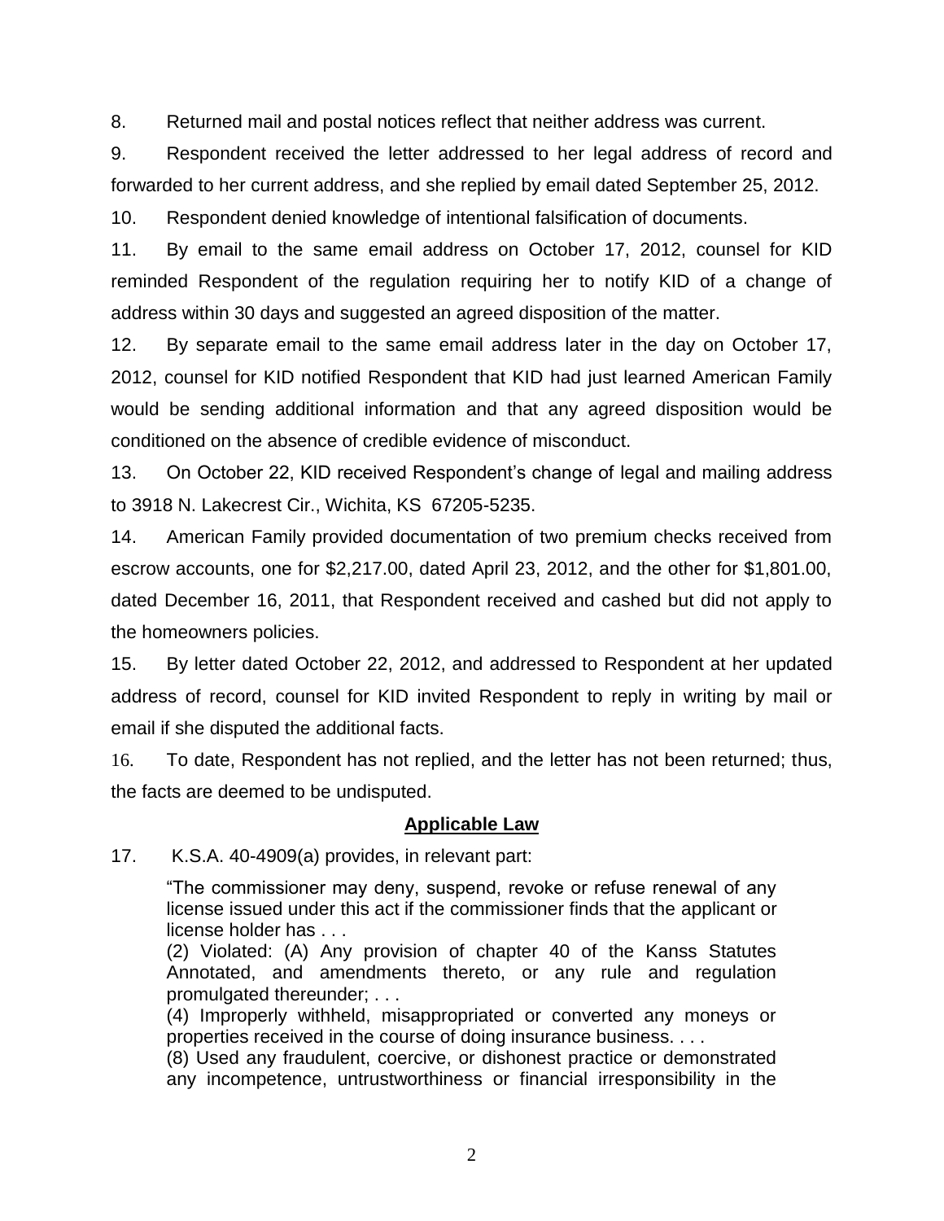8. Returned mail and postal notices reflect that neither address was current.

9. Respondent received the letter addressed to her legal address of record and forwarded to her current address, and she replied by email dated September 25, 2012.

10. Respondent denied knowledge of intentional falsification of documents.

11. By email to the same email address on October 17, 2012, counsel for KID reminded Respondent of the regulation requiring her to notify KID of a change of address within 30 days and suggested an agreed disposition of the matter.

12. By separate email to the same email address later in the day on October 17, 2012, counsel for KID notified Respondent that KID had just learned American Family would be sending additional information and that any agreed disposition would be conditioned on the absence of credible evidence of misconduct.

13. On October 22, KID received Respondent's change of legal and mailing address to 3918 N. Lakecrest Cir., Wichita, KS 67205-5235.

14. American Family provided documentation of two premium checks received from escrow accounts, one for $2,217.00, dated April 23, 2012, and the other for $1,801.00, dated December 16, 2011, that Respondent received and cashed but did not apply to the homeowners policies.

15. By letter dated October 22, 2012, and addressed to Respondent at her updated address of record, counsel for KID invited Respondent to reply in writing by mail or email if she disputed the additional facts.

16. To date, Respondent has not replied, and the letter has not been returned; thus, the facts are deemed to be undisputed.

## Applicable Law

17. K.S.A. 40-4909(a) provides, in relevant part:

> "The commissioner may deny, suspend, revoke or refuse renewal of any license issued under this act if the commissioner finds that the applicant or license holder has . . .
> (2) Violated: (A) Any provision of chapter 40 of the Kanss Statutes Annotated, and amendments thereto, or any rule and regulation promulgated thereunder; . . .
> (4) Improperly withheld, misappropriated or converted any moneys or properties received in the course of doing insurance business. . . .
> (8) Used any fraudulent, coercive, or dishonest practice or demonstrated any incompetence, untrustworthiness or financial irresponsibility in the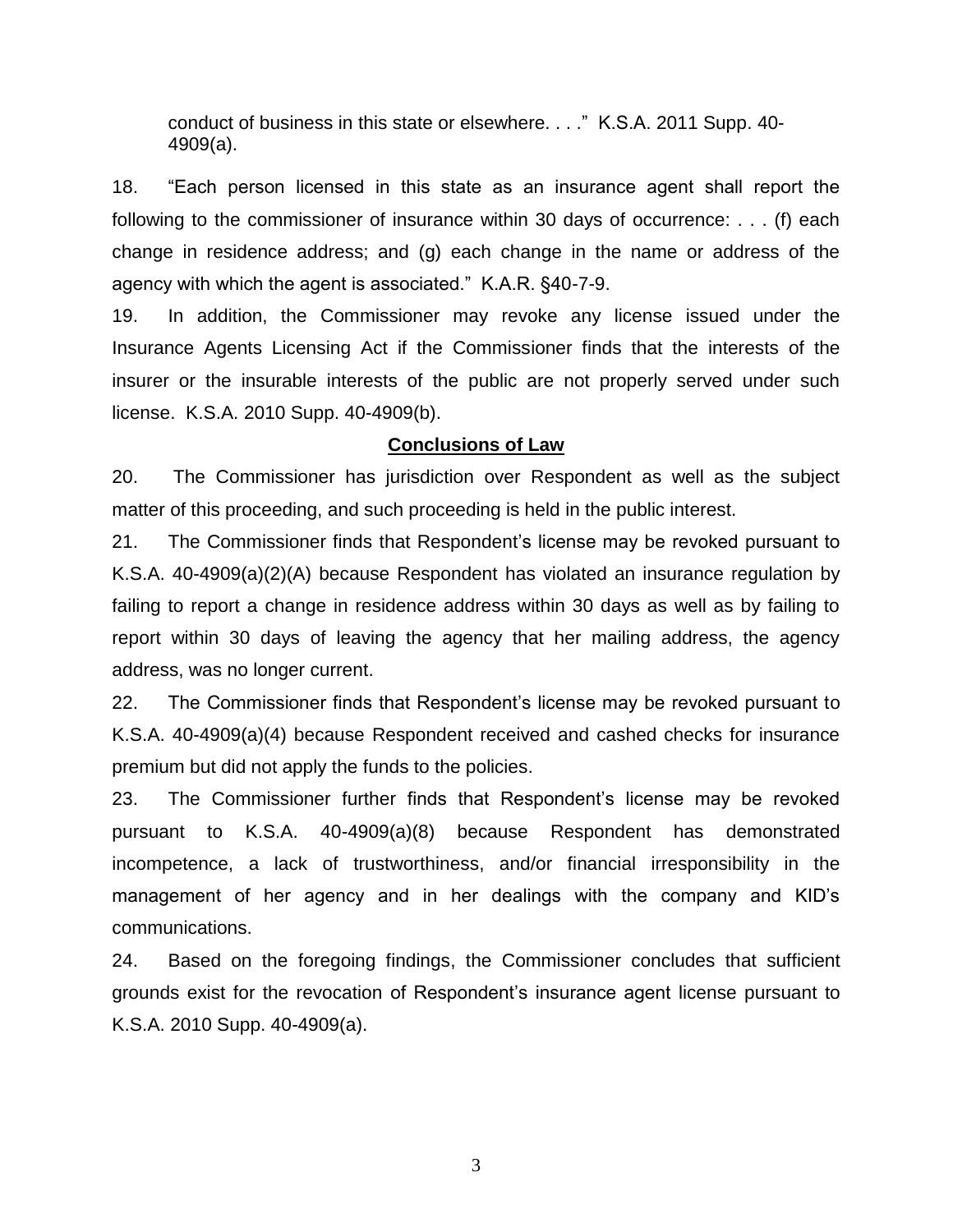conduct of business in this state or elsewhere. . . ." K.S.A. 2011 Supp. 40-4909(a).

18. "Each person licensed in this state as an insurance agent shall report the following to the commissioner of insurance within 30 days of occurrence: . . . (f) each change in residence address; and (g) each change in the name or address of the agency with which the agent is associated." K.A.R. §40-7-9.

19. In addition, the Commissioner may revoke any license issued under the Insurance Agents Licensing Act if the Commissioner finds that the interests of the insurer or the insurable interests of the public are not properly served under such license. K.S.A. 2010 Supp. 40-4909(b).

**Conclusions of Law**

20. The Commissioner has jurisdiction over Respondent as well as the subject matter of this proceeding, and such proceeding is held in the public interest.

21. The Commissioner finds that Respondent's license may be revoked pursuant to K.S.A. 40-4909(a)(2)(A) because Respondent has violated an insurance regulation by failing to report a change in residence address within 30 days as well as by failing to report within 30 days of leaving the agency that her mailing address, the agency address, was no longer current.

22. The Commissioner finds that Respondent's license may be revoked pursuant to K.S.A. 40-4909(a)(4) because Respondent received and cashed checks for insurance premium but did not apply the funds to the policies.

23. The Commissioner further finds that Respondent's license may be revoked pursuant to K.S.A. 40-4909(a)(8) because Respondent has demonstrated incompetence, a lack of trustworthiness, and/or financial irresponsibility in the management of her agency and in her dealings with the company and KID's communications.

24. Based on the foregoing findings, the Commissioner concludes that sufficient grounds exist for the revocation of Respondent's insurance agent license pursuant to K.S.A. 2010 Supp. 40-4909(a).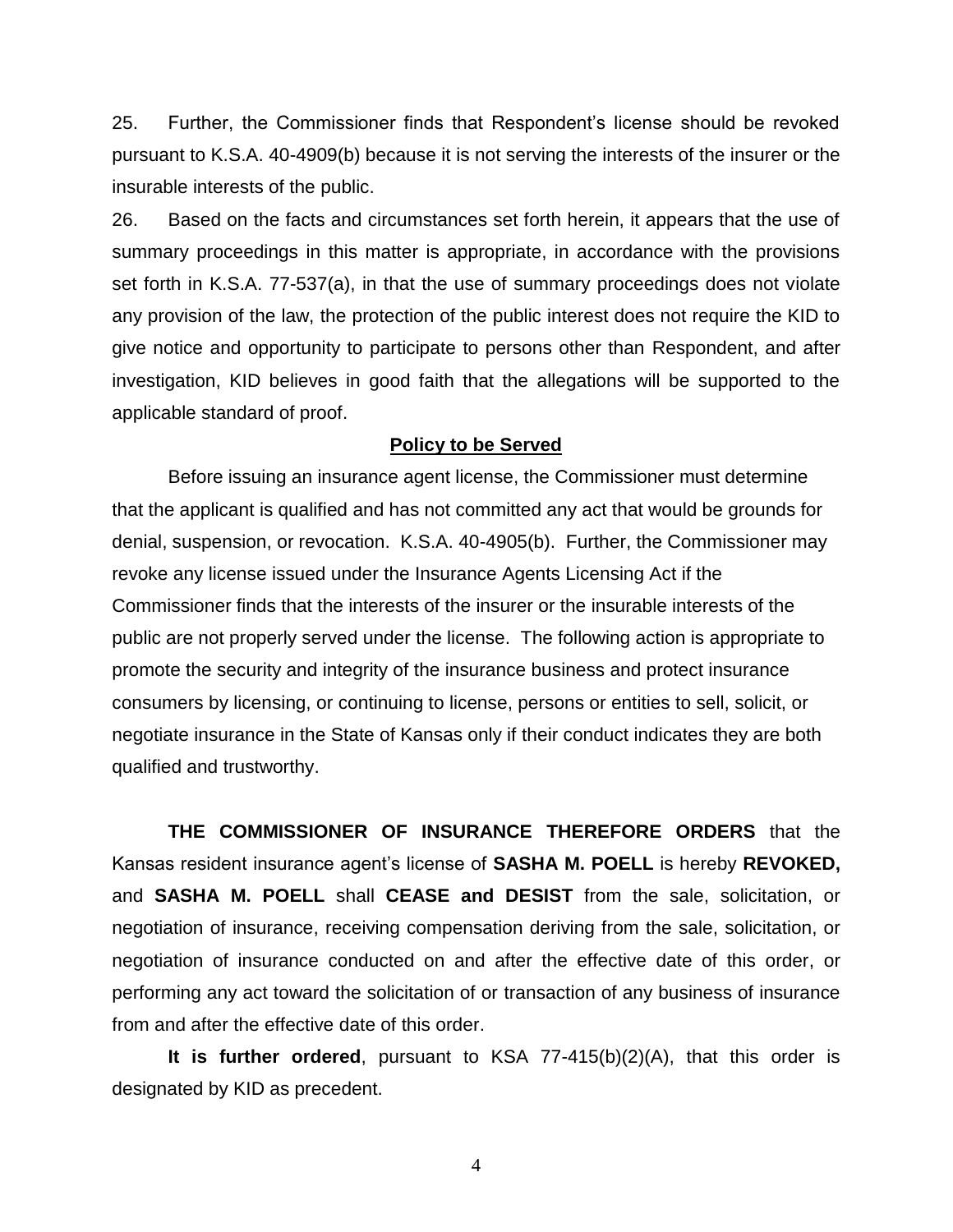25. Further, the Commissioner finds that Respondent's license should be revoked pursuant to K.S.A. 40-4909(b) because it is not serving the interests of the insurer or the insurable interests of the public.

26. Based on the facts and circumstances set forth herein, it appears that the use of summary proceedings in this matter is appropriate, in accordance with the provisions set forth in K.S.A. 77-537(a), in that the use of summary proceedings does not violate any provision of the law, the protection of the public interest does not require the KID to give notice and opportunity to participate to persons other than Respondent, and after investigation, KID believes in good faith that the allegations will be supported to the applicable standard of proof.

## Policy to be Served

Before issuing an insurance agent license, the Commissioner must determine that the applicant is qualified and has not committed any act that would be grounds for denial, suspension, or revocation. K.S.A. 40-4905(b). Further, the Commissioner may revoke any license issued under the Insurance Agents Licensing Act if the Commissioner finds that the interests of the insurer or the insurable interests of the public are not properly served under the license. The following action is appropriate to promote the security and integrity of the insurance business and protect insurance consumers by licensing, or continuing to license, persons or entities to sell, solicit, or negotiate insurance in the State of Kansas only if their conduct indicates they are both qualified and trustworthy.

**THE COMMISSIONER OF INSURANCE THEREFORE ORDERS** that the Kansas resident insurance agent's license of **SASHA M. POELL** is hereby **REVOKED,** and **SASHA M. POELL** shall **CEASE and DESIST** from the sale, solicitation, or negotiation of insurance, receiving compensation deriving from the sale, solicitation, or negotiation of insurance conducted on and after the effective date of this order, or performing any act toward the solicitation of or transaction of any business of insurance from and after the effective date of this order.

**It is further ordered**, pursuant to KSA 77-415(b)(2)(A), that this order is designated by KID as precedent.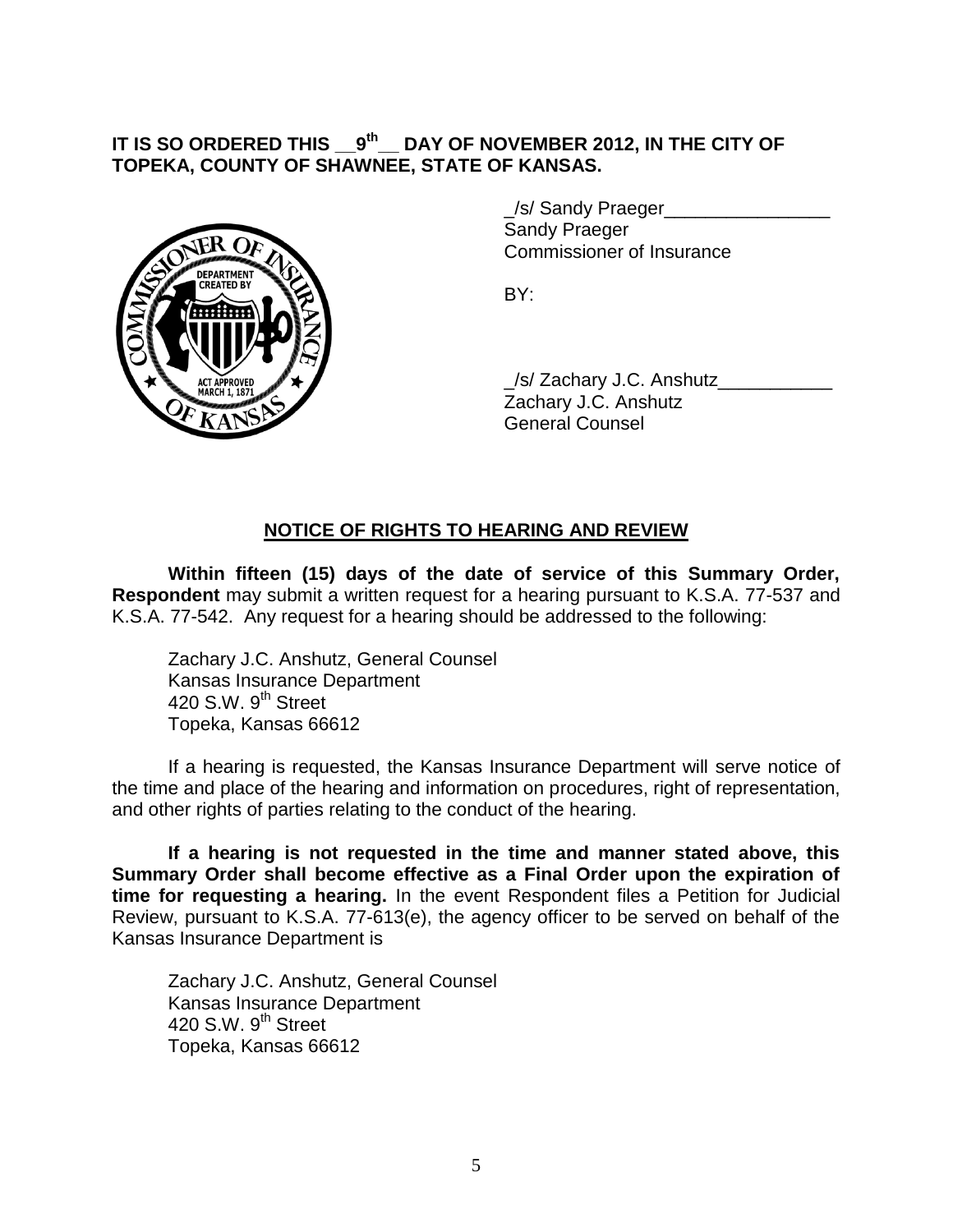**IT IS SO ORDERED THIS __9th__ DAY OF NOVEMBER 2012, IN THE CITY OF TOPEKA, COUNTY OF SHAWNEE, STATE OF KANSAS.**

_/s/ Sandy Praeger________________
Sandy Praeger
Commissioner of Insurance

BY:

_/s/ Zachary J.C. Anshutz___________
Zachary J.C. Anshutz
General Counsel

## NOTICE OF RIGHTS TO HEARING AND REVIEW

**Within fifteen (15) days of the date of service of this Summary Order, Respondent** may submit a written request for a hearing pursuant to K.S.A. 77-537 and K.S.A. 77-542. Any request for a hearing should be addressed to the following:

Zachary J.C. Anshutz, General Counsel
Kansas Insurance Department
420 S.W. 9th Street
Topeka, Kansas 66612

If a hearing is requested, the Kansas Insurance Department will serve notice of the time and place of the hearing and information on procedures, right of representation, and other rights of parties relating to the conduct of the hearing.

**If a hearing is not requested in the time and manner stated above, this Summary Order shall become effective as a Final Order upon the expiration of time for requesting a hearing.** In the event Respondent files a Petition for Judicial Review, pursuant to K.S.A. 77-613(e), the agency officer to be served on behalf of the Kansas Insurance Department is

Zachary J.C. Anshutz, General Counsel
Kansas Insurance Department
420 S.W. 9th Street
Topeka, Kansas 66612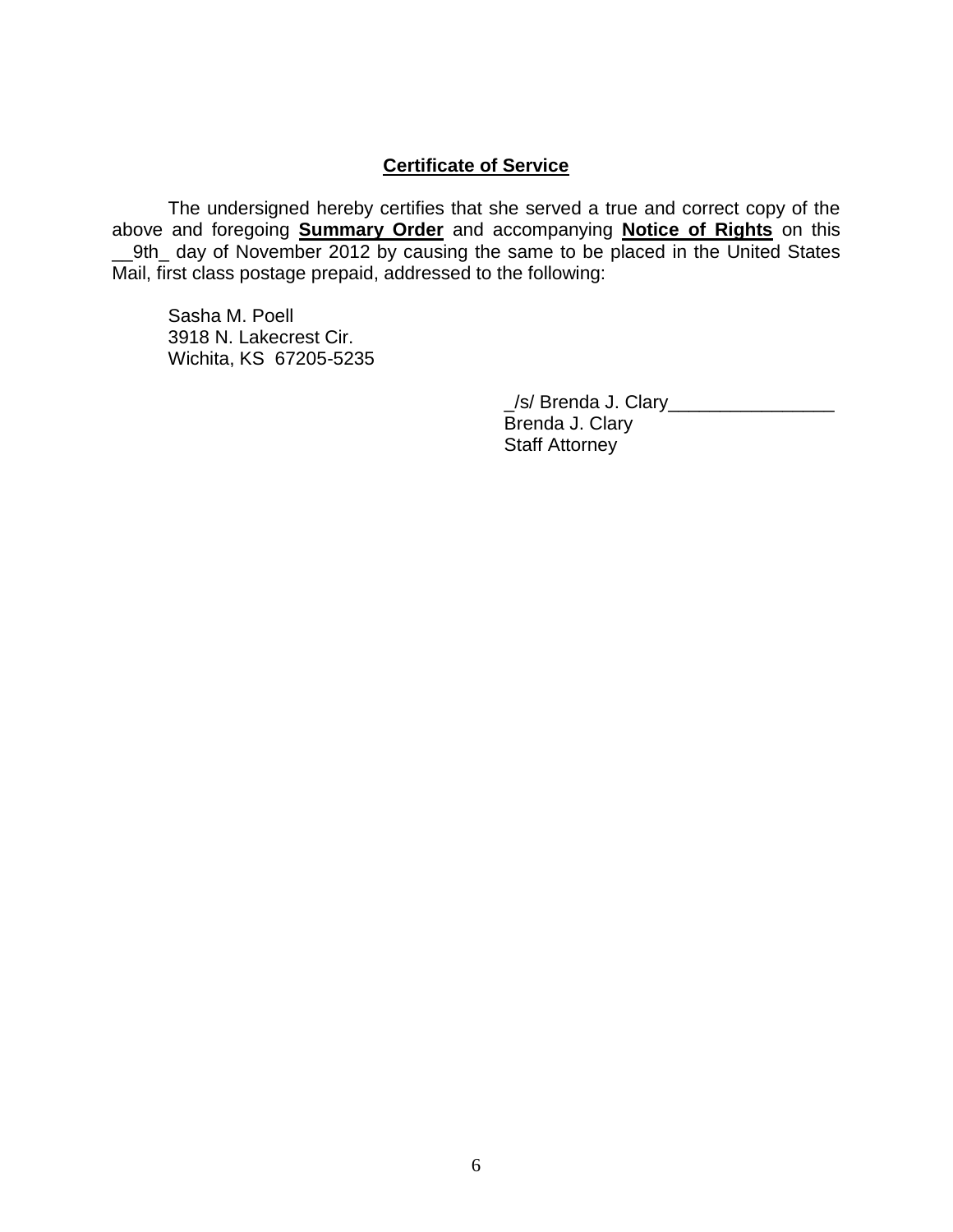## **Certificate of Service**

The undersigned hereby certifies that she served a true and correct copy of the above and foregoing **Summary Order** and accompanying **Notice of Rights** on this __9th_ day of November 2012 by causing the same to be placed in the United States Mail, first class postage prepaid, addressed to the following:

Sasha M. Poell
3918 N. Lakecrest Cir.
Wichita, KS 67205-5235

_/s/ Brenda J. Clary________________
Brenda J. Clary
Staff Attorney